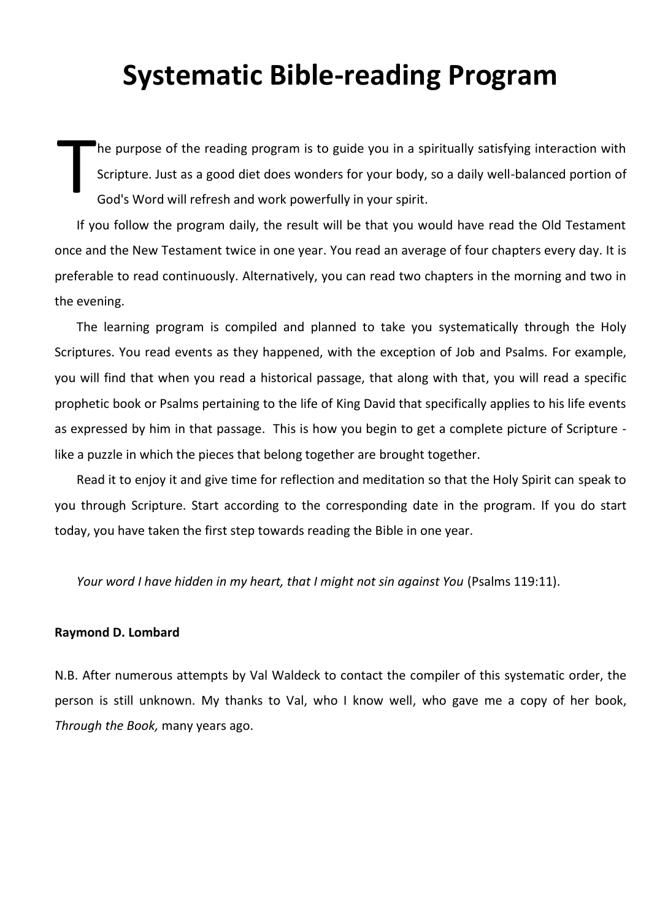# Systematic Bible-reading Program

The purpose of the reading program is to guide you in a spiritually satisfying interaction with Scripture. Just as a good diet does wonders for your body, so a daily well-balanced portion of God's Word will refresh and work powerfully in your spirit.

If you follow the program daily, the result will be that you would have read the Old Testament once and the New Testament twice in one year. You read an average of four chapters every day. It is preferable to read continuously. Alternatively, you can read two chapters in the morning and two in the evening.

The learning program is compiled and planned to take you systematically through the Holy Scriptures. You read events as they happened, with the exception of Job and Psalms. For example, you will find that when you read a historical passage, that along with that, you will read a specific prophetic book or Psalms pertaining to the life of King David that specifically applies to his life events as expressed by him in that passage. This is how you begin to get a complete picture of Scripture - like a puzzle in which the pieces that belong together are brought together.

Read it to enjoy it and give time for reflection and meditation so that the Holy Spirit can speak to you through Scripture. Start according to the corresponding date in the program. If you do start today, you have taken the first step towards reading the Bible in one year.

*Your word I have hidden in my heart, that I might not sin against You* (Psalms 119:11).

**Raymond D. Lombard**

N.B. After numerous attempts by Val Waldeck to contact the compiler of this systematic order, the person is still unknown. My thanks to Val, who I know well, who gave me a copy of her book, *Through the Book,* many years ago.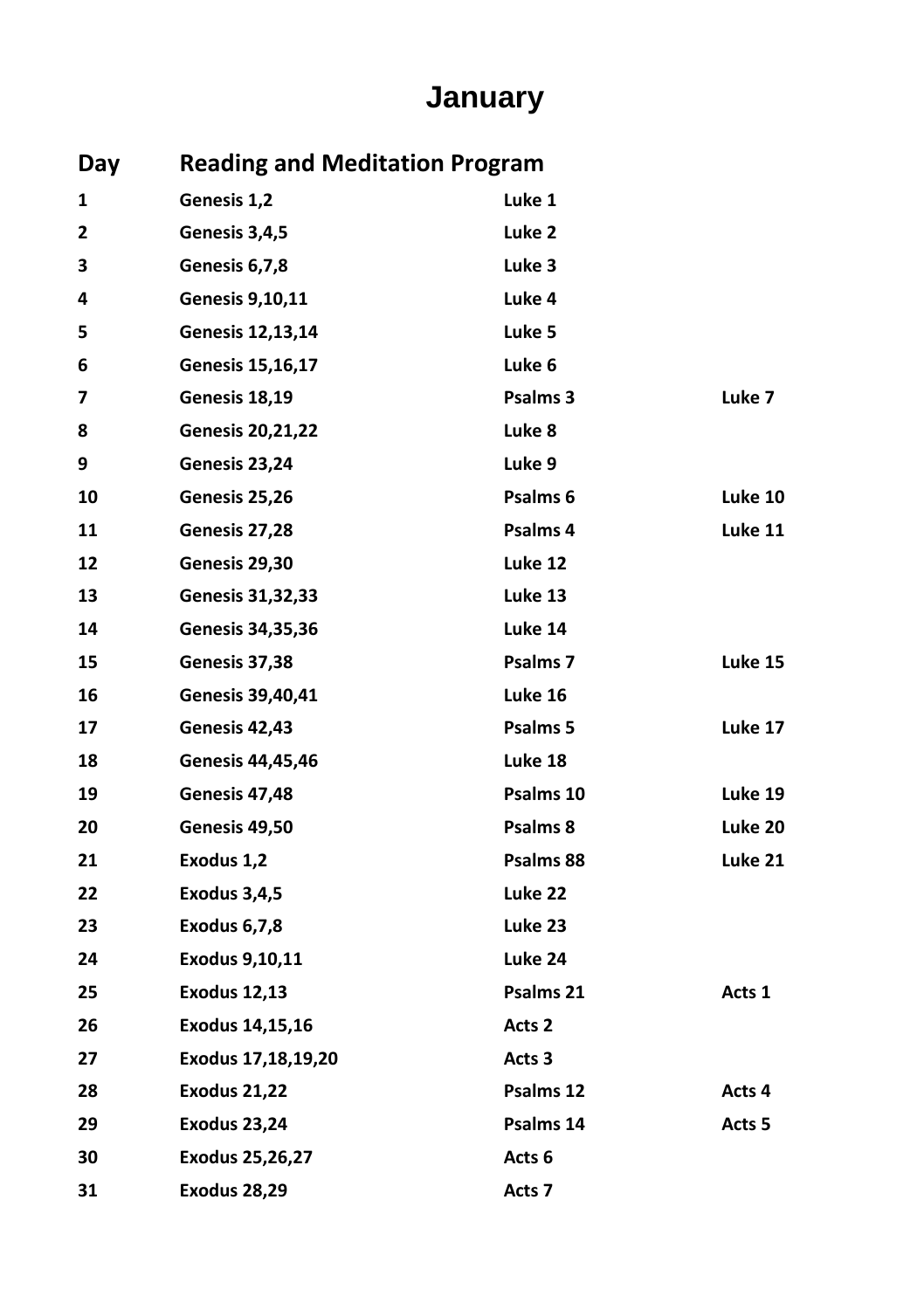# January

| Day | Reading and Meditation Program | | |
|---|---|---|---|
| 1 | Genesis 1,2 | Luke 1 | |
| 2 | Genesis 3,4,5 | Luke 2 | |
| 3 | Genesis 6,7,8 | Luke 3 | |
| 4 | Genesis 9,10,11 | Luke 4 | |
| 5 | Genesis 12,13,14 | Luke 5 | |
| 6 | Genesis 15,16,17 | Luke 6 | |
| 7 | Genesis 18,19 | Psalms 3 | Luke 7 |
| 8 | Genesis 20,21,22 | Luke 8 | |
| 9 | Genesis 23,24 | Luke 9 | |
| 10 | Genesis 25,26 | Psalms 6 | Luke 10 |
| 11 | Genesis 27,28 | Psalms 4 | Luke 11 |
| 12 | Genesis 29,30 | Luke 12 | |
| 13 | Genesis 31,32,33 | Luke 13 | |
| 14 | Genesis 34,35,36 | Luke 14 | |
| 15 | Genesis 37,38 | Psalms 7 | Luke 15 |
| 16 | Genesis 39,40,41 | Luke 16 | |
| 17 | Genesis 42,43 | Psalms 5 | Luke 17 |
| 18 | Genesis 44,45,46 | Luke 18 | |
| 19 | Genesis 47,48 | Psalms 10 | Luke 19 |
| 20 | Genesis 49,50 | Psalms 8 | Luke 20 |
| 21 | Exodus 1,2 | Psalms 88 | Luke 21 |
| 22 | Exodus 3,4,5 | Luke 22 | |
| 23 | Exodus 6,7,8 | Luke 23 | |
| 24 | Exodus 9,10,11 | Luke 24 | |
| 25 | Exodus 12,13 | Psalms 21 | Acts 1 |
| 26 | Exodus 14,15,16 | Acts 2 | |
| 27 | Exodus 17,18,19,20 | Acts 3 | |
| 28 | Exodus 21,22 | Psalms 12 | Acts 4 |
| 29 | Exodus 23,24 | Psalms 14 | Acts 5 |
| 30 | Exodus 25,26,27 | Acts 6 | |
| 31 | Exodus 28,29 | Acts 7 | |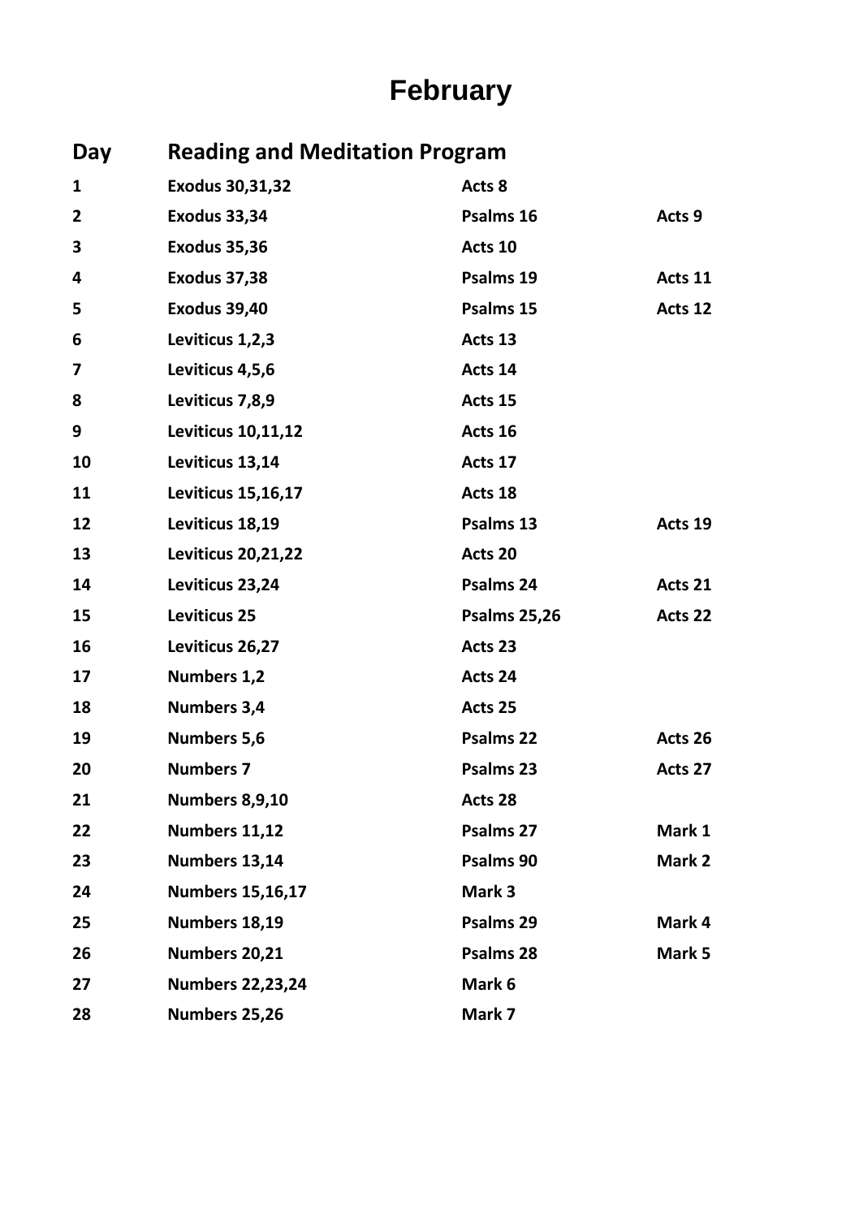# February

| Day | Reading and Meditation Program | | |
|---|---|---|---|
| 1 | Exodus 30,31,32 | Acts 8 | |
| 2 | Exodus 33,34 | Psalms 16 | Acts 9 |
| 3 | Exodus 35,36 | Acts 10 | |
| 4 | Exodus 37,38 | Psalms 19 | Acts 11 |
| 5 | Exodus 39,40 | Psalms 15 | Acts 12 |
| 6 | Leviticus 1,2,3 | Acts 13 | |
| 7 | Leviticus 4,5,6 | Acts 14 | |
| 8 | Leviticus 7,8,9 | Acts 15 | |
| 9 | Leviticus 10,11,12 | Acts 16 | |
| 10 | Leviticus 13,14 | Acts 17 | |
| 11 | Leviticus 15,16,17 | Acts 18 | |
| 12 | Leviticus 18,19 | Psalms 13 | Acts 19 |
| 13 | Leviticus 20,21,22 | Acts 20 | |
| 14 | Leviticus 23,24 | Psalms 24 | Acts 21 |
| 15 | Leviticus 25 | Psalms 25,26 | Acts 22 |
| 16 | Leviticus 26,27 | Acts 23 | |
| 17 | Numbers 1,2 | Acts 24 | |
| 18 | Numbers 3,4 | Acts 25 | |
| 19 | Numbers 5,6 | Psalms 22 | Acts 26 |
| 20 | Numbers 7 | Psalms 23 | Acts 27 |
| 21 | Numbers 8,9,10 | Acts 28 | |
| 22 | Numbers 11,12 | Psalms 27 | Mark 1 |
| 23 | Numbers 13,14 | Psalms 90 | Mark 2 |
| 24 | Numbers 15,16,17 | Mark 3 | |
| 25 | Numbers 18,19 | Psalms 29 | Mark 4 |
| 26 | Numbers 20,21 | Psalms 28 | Mark 5 |
| 27 | Numbers 22,23,24 | Mark 6 | |
| 28 | Numbers 25,26 | Mark 7 | |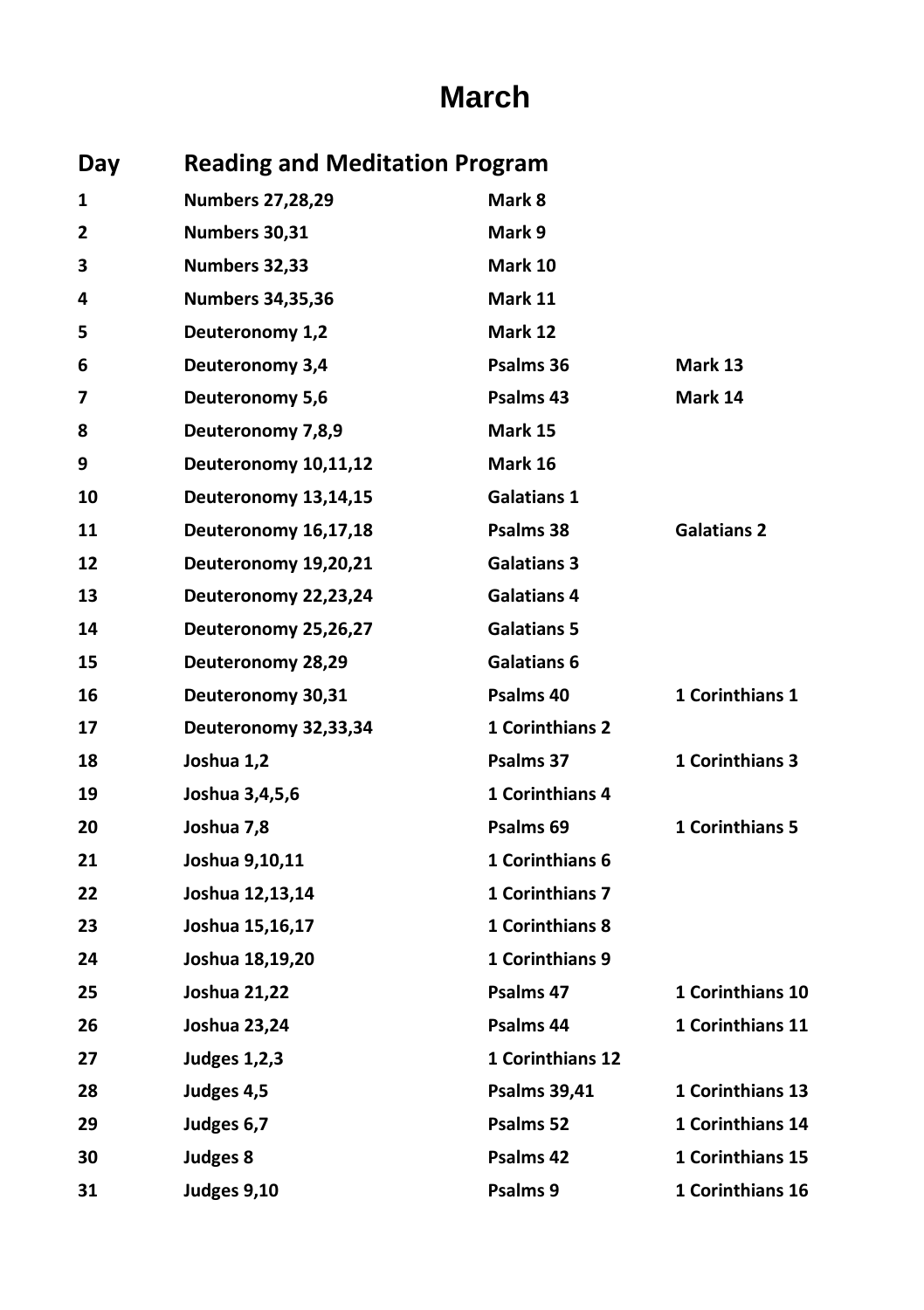# March

| Day | Reading and Meditation Program | | |
|---|---|---|---|
| 1 | Numbers 27,28,29 | Mark 8 | |
| 2 | Numbers 30,31 | Mark 9 | |
| 3 | Numbers 32,33 | Mark 10 | |
| 4 | Numbers 34,35,36 | Mark 11 | |
| 5 | Deuteronomy 1,2 | Mark 12 | |
| 6 | Deuteronomy 3,4 | Psalms 36 | Mark 13 |
| 7 | Deuteronomy 5,6 | Psalms 43 | Mark 14 |
| 8 | Deuteronomy 7,8,9 | Mark 15 | |
| 9 | Deuteronomy 10,11,12 | Mark 16 | |
| 10 | Deuteronomy 13,14,15 | Galatians 1 | |
| 11 | Deuteronomy 16,17,18 | Psalms 38 | Galatians 2 |
| 12 | Deuteronomy 19,20,21 | Galatians 3 | |
| 13 | Deuteronomy 22,23,24 | Galatians 4 | |
| 14 | Deuteronomy 25,26,27 | Galatians 5 | |
| 15 | Deuteronomy 28,29 | Galatians 6 | |
| 16 | Deuteronomy 30,31 | Psalms 40 | 1 Corinthians 1 |
| 17 | Deuteronomy 32,33,34 | 1 Corinthians 2 | |
| 18 | Joshua 1,2 | Psalms 37 | 1 Corinthians 3 |
| 19 | Joshua 3,4,5,6 | 1 Corinthians 4 | |
| 20 | Joshua 7,8 | Psalms 69 | 1 Corinthians 5 |
| 21 | Joshua 9,10,11 | 1 Corinthians 6 | |
| 22 | Joshua 12,13,14 | 1 Corinthians 7 | |
| 23 | Joshua 15,16,17 | 1 Corinthians 8 | |
| 24 | Joshua 18,19,20 | 1 Corinthians 9 | |
| 25 | Joshua 21,22 | Psalms 47 | 1 Corinthians 10 |
| 26 | Joshua 23,24 | Psalms 44 | 1 Corinthians 11 |
| 27 | Judges 1,2,3 | 1 Corinthians 12 | |
| 28 | Judges 4,5 | Psalms 39,41 | 1 Corinthians 13 |
| 29 | Judges 6,7 | Psalms 52 | 1 Corinthians 14 |
| 30 | Judges 8 | Psalms 42 | 1 Corinthians 15 |
| 31 | Judges 9,10 | Psalms 9 | 1 Corinthians 16 |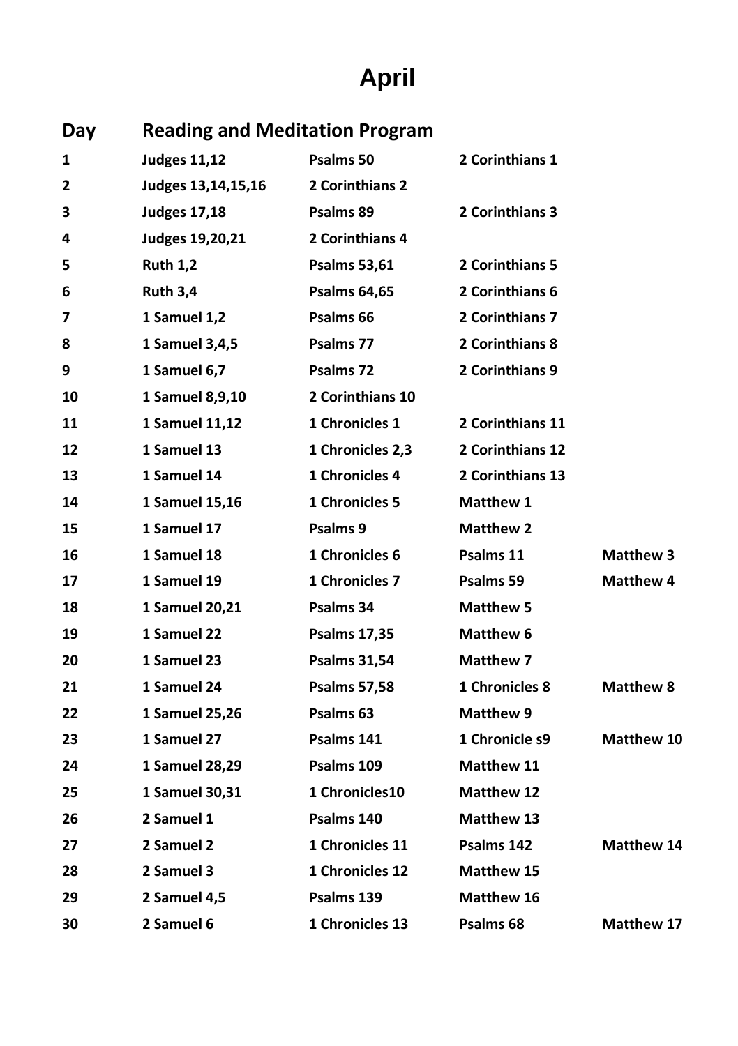# April

| Day | Reading and Meditation Program | | | |
|---|---|---|---|---|
| 1 | Judges 11,12 | Psalms 50 | 2 Corinthians 1 | |
| 2 | Judges 13,14,15,16 | 2 Corinthians 2 | | |
| 3 | Judges 17,18 | Psalms 89 | 2 Corinthians 3 | |
| 4 | Judges 19,20,21 | 2 Corinthians 4 | | |
| 5 | Ruth 1,2 | Psalms 53,61 | 2 Corinthians 5 | |
| 6 | Ruth 3,4 | Psalms 64,65 | 2 Corinthians 6 | |
| 7 | 1 Samuel 1,2 | Psalms 66 | 2 Corinthians 7 | |
| 8 | 1 Samuel 3,4,5 | Psalms 77 | 2 Corinthians 8 | |
| 9 | 1 Samuel 6,7 | Psalms 72 | 2 Corinthians 9 | |
| 10 | 1 Samuel 8,9,10 | 2 Corinthians 10 | | |
| 11 | 1 Samuel 11,12 | 1 Chronicles 1 | 2 Corinthians 11 | |
| 12 | 1 Samuel 13 | 1 Chronicles 2,3 | 2 Corinthians 12 | |
| 13 | 1 Samuel 14 | 1 Chronicles 4 | 2 Corinthians 13 | |
| 14 | 1 Samuel 15,16 | 1 Chronicles 5 | Matthew 1 | |
| 15 | 1 Samuel 17 | Psalms 9 | Matthew 2 | |
| 16 | 1 Samuel 18 | 1 Chronicles 6 | Psalms 11 | Matthew 3 |
| 17 | 1 Samuel 19 | 1 Chronicles 7 | Psalms 59 | Matthew 4 |
| 18 | 1 Samuel 20,21 | Psalms 34 | Matthew 5 | |
| 19 | 1 Samuel 22 | Psalms 17,35 | Matthew 6 | |
| 20 | 1 Samuel 23 | Psalms 31,54 | Matthew 7 | |
| 21 | 1 Samuel 24 | Psalms 57,58 | 1 Chronicles 8 | Matthew 8 |
| 22 | 1 Samuel 25,26 | Psalms 63 | Matthew 9 | |
| 23 | 1 Samuel 27 | Psalms 141 | 1 Chronicle s9 | Matthew 10 |
| 24 | 1 Samuel 28,29 | Psalms 109 | Matthew 11 | |
| 25 | 1 Samuel 30,31 | 1 Chronicles10 | Matthew 12 | |
| 26 | 2 Samuel 1 | Psalms 140 | Matthew 13 | |
| 27 | 2 Samuel 2 | 1 Chronicles 11 | Psalms 142 | Matthew 14 |
| 28 | 2 Samuel 3 | 1 Chronicles 12 | Matthew 15 | |
| 29 | 2 Samuel 4,5 | Psalms 139 | Matthew 16 | |
| 30 | 2 Samuel 6 | 1 Chronicles 13 | Psalms 68 | Matthew 17 |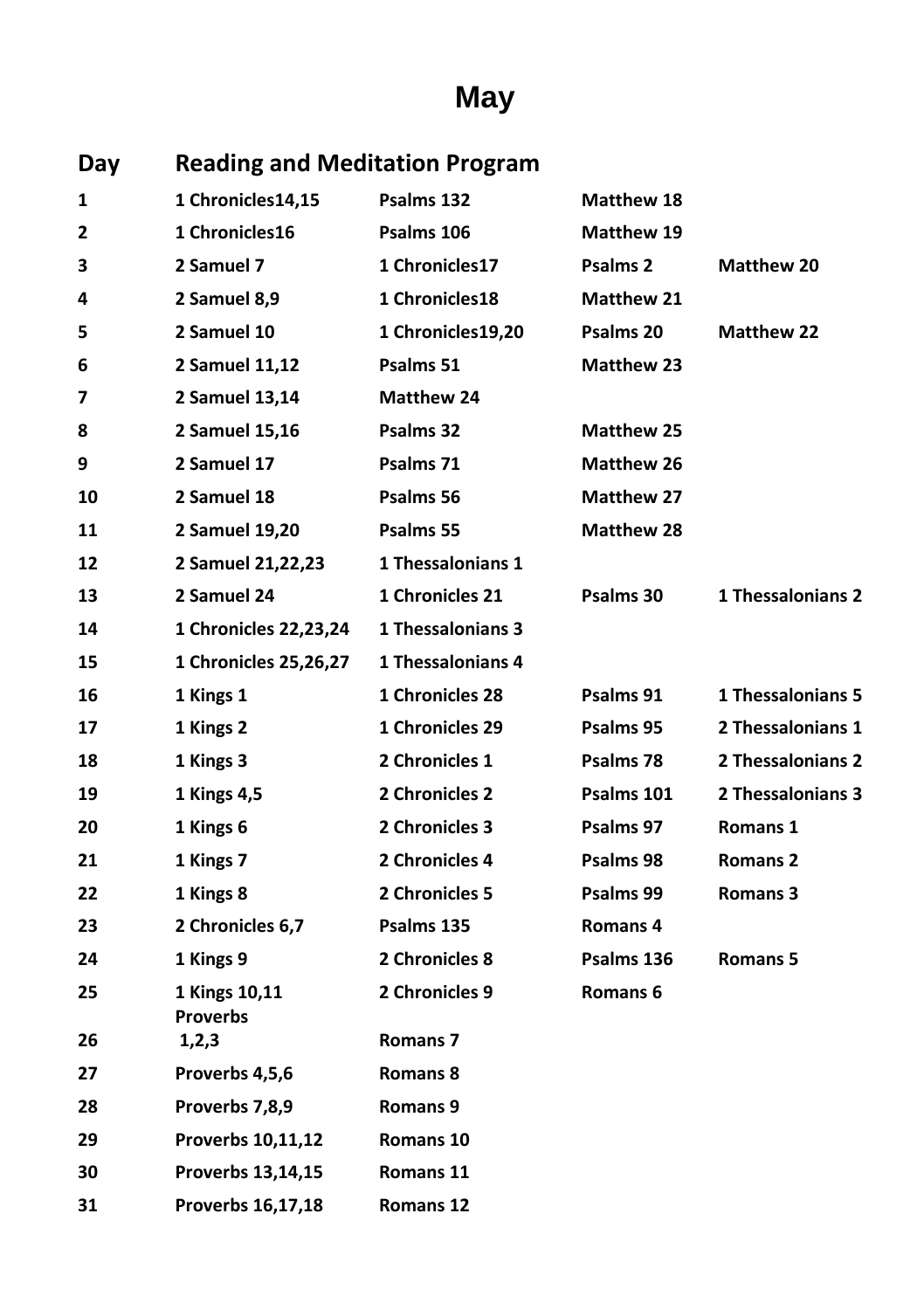# May

| Day | Reading and Meditation Program | | | |
|---|---|---|---|---|
| 1 | 1 Chronicles14,15 | Psalms 132 | Matthew 18 | |
| 2 | 1 Chronicles16 | Psalms 106 | Matthew 19 | |
| 3 | 2 Samuel 7 | 1 Chronicles17 | Psalms 2 | Matthew 20 |
| 4 | 2 Samuel 8,9 | 1 Chronicles18 | Matthew 21 | |
| 5 | 2 Samuel 10 | 1 Chronicles19,20 | Psalms 20 | Matthew 22 |
| 6 | 2 Samuel 11,12 | Psalms 51 | Matthew 23 | |
| 7 | 2 Samuel 13,14 | Matthew 24 | | |
| 8 | 2 Samuel 15,16 | Psalms 32 | Matthew 25 | |
| 9 | 2 Samuel 17 | Psalms 71 | Matthew 26 | |
| 10 | 2 Samuel 18 | Psalms 56 | Matthew 27 | |
| 11 | 2 Samuel 19,20 | Psalms 55 | Matthew 28 | |
| 12 | 2 Samuel 21,22,23 | 1 Thessalonians 1 | | |
| 13 | 2 Samuel 24 | 1 Chronicles 21 | Psalms 30 | 1 Thessalonians 2 |
| 14 | 1 Chronicles 22,23,24 | 1 Thessalonians 3 | | |
| 15 | 1 Chronicles 25,26,27 | 1 Thessalonians 4 | | |
| 16 | 1 Kings 1 | 1 Chronicles 28 | Psalms 91 | 1 Thessalonians 5 |
| 17 | 1 Kings 2 | 1 Chronicles 29 | Psalms 95 | 2 Thessalonians 1 |
| 18 | 1 Kings 3 | 2 Chronicles 1 | Psalms 78 | 2 Thessalonians 2 |
| 19 | 1 Kings 4,5 | 2 Chronicles 2 | Psalms 101 | 2 Thessalonians 3 |
| 20 | 1 Kings 6 | 2 Chronicles 3 | Psalms 97 | Romans 1 |
| 21 | 1 Kings 7 | 2 Chronicles 4 | Psalms 98 | Romans 2 |
| 22 | 1 Kings 8 | 2 Chronicles 5 | Psalms 99 | Romans 3 |
| 23 | 2 Chronicles 6,7 | Psalms 135 | Romans 4 | |
| 24 | 1 Kings 9 | 2 Chronicles 8 | Psalms 136 | Romans 5 |
| 25 | 1 Kings 10,11 | 2 Chronicles 9 | Romans 6 | |
| 26 | Proverbs 1,2,3 | Romans 7 | | |
| 27 | Proverbs 4,5,6 | Romans 8 | | |
| 28 | Proverbs 7,8,9 | Romans 9 | | |
| 29 | Proverbs 10,11,12 | Romans 10 | | |
| 30 | Proverbs 13,14,15 | Romans 11 | | |
| 31 | Proverbs 16,17,18 | Romans 12 | | |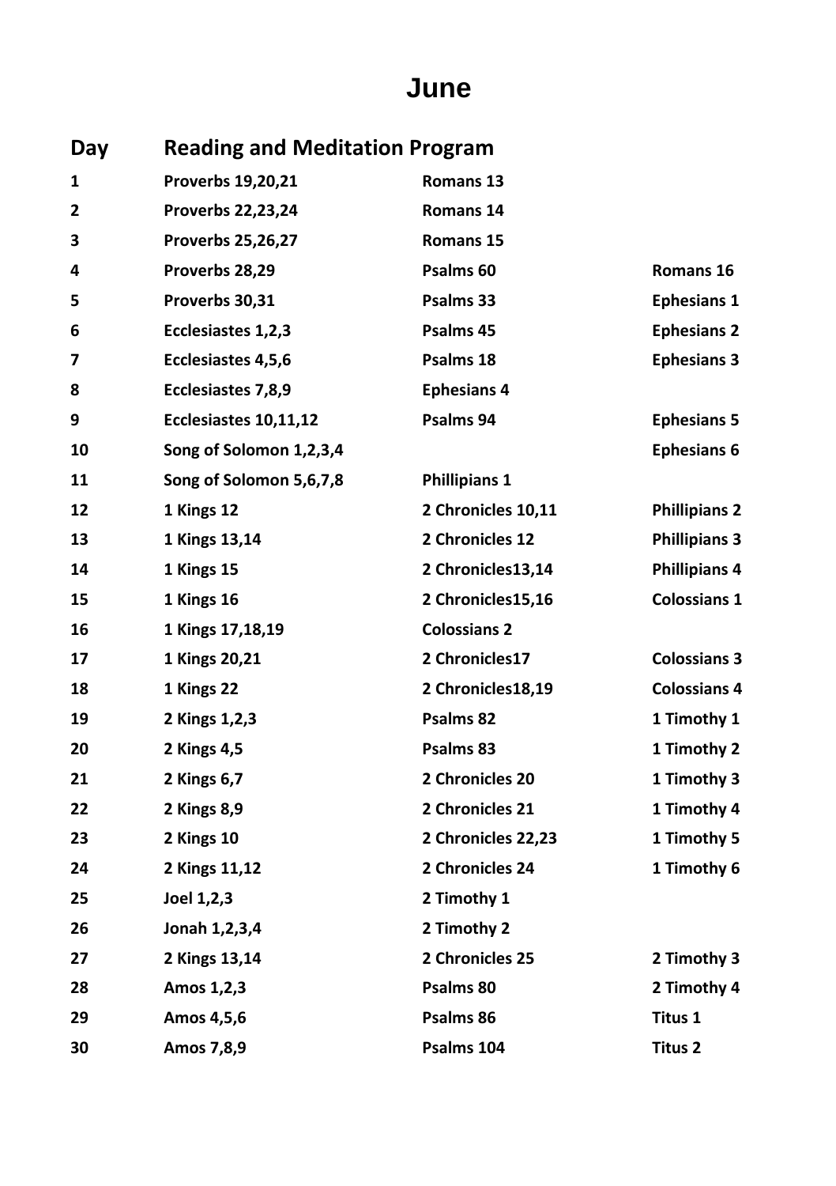# June

| Day | Reading and Meditation Program | | |
|---|---|---|---|
| 1 | Proverbs 19,20,21 | Romans 13 | |
| 2 | Proverbs 22,23,24 | Romans 14 | |
| 3 | Proverbs 25,26,27 | Romans 15 | |
| 4 | Proverbs 28,29 | Psalms 60 | Romans 16 |
| 5 | Proverbs 30,31 | Psalms 33 | Ephesians 1 |
| 6 | Ecclesiastes 1,2,3 | Psalms 45 | Ephesians 2 |
| 7 | Ecclesiastes 4,5,6 | Psalms 18 | Ephesians 3 |
| 8 | Ecclesiastes 7,8,9 | Ephesians 4 | |
| 9 | Ecclesiastes 10,11,12 | Psalms 94 | Ephesians 5 |
| 10 | Song of Solomon 1,2,3,4 | | Ephesians 6 |
| 11 | Song of Solomon 5,6,7,8 | Phillipians 1 | |
| 12 | 1 Kings 12 | 2 Chronicles 10,11 | Phillipians 2 |
| 13 | 1 Kings 13,14 | 2 Chronicles 12 | Phillipians 3 |
| 14 | 1 Kings 15 | 2 Chronicles13,14 | Phillipians 4 |
| 15 | 1 Kings 16 | 2 Chronicles15,16 | Colossians 1 |
| 16 | 1 Kings 17,18,19 | Colossians 2 | |
| 17 | 1 Kings 20,21 | 2 Chronicles17 | Colossians 3 |
| 18 | 1 Kings 22 | 2 Chronicles18,19 | Colossians 4 |
| 19 | 2 Kings 1,2,3 | Psalms 82 | 1 Timothy 1 |
| 20 | 2 Kings 4,5 | Psalms 83 | 1 Timothy 2 |
| 21 | 2 Kings 6,7 | 2 Chronicles 20 | 1 Timothy 3 |
| 22 | 2 Kings 8,9 | 2 Chronicles 21 | 1 Timothy 4 |
| 23 | 2 Kings 10 | 2 Chronicles 22,23 | 1 Timothy 5 |
| 24 | 2 Kings 11,12 | 2 Chronicles 24 | 1 Timothy 6 |
| 25 | Joel 1,2,3 | 2 Timothy 1 | |
| 26 | Jonah 1,2,3,4 | 2 Timothy 2 | |
| 27 | 2 Kings 13,14 | 2 Chronicles 25 | 2 Timothy 3 |
| 28 | Amos 1,2,3 | Psalms 80 | 2 Timothy 4 |
| 29 | Amos 4,5,6 | Psalms 86 | Titus 1 |
| 30 | Amos 7,8,9 | Psalms 104 | Titus 2 |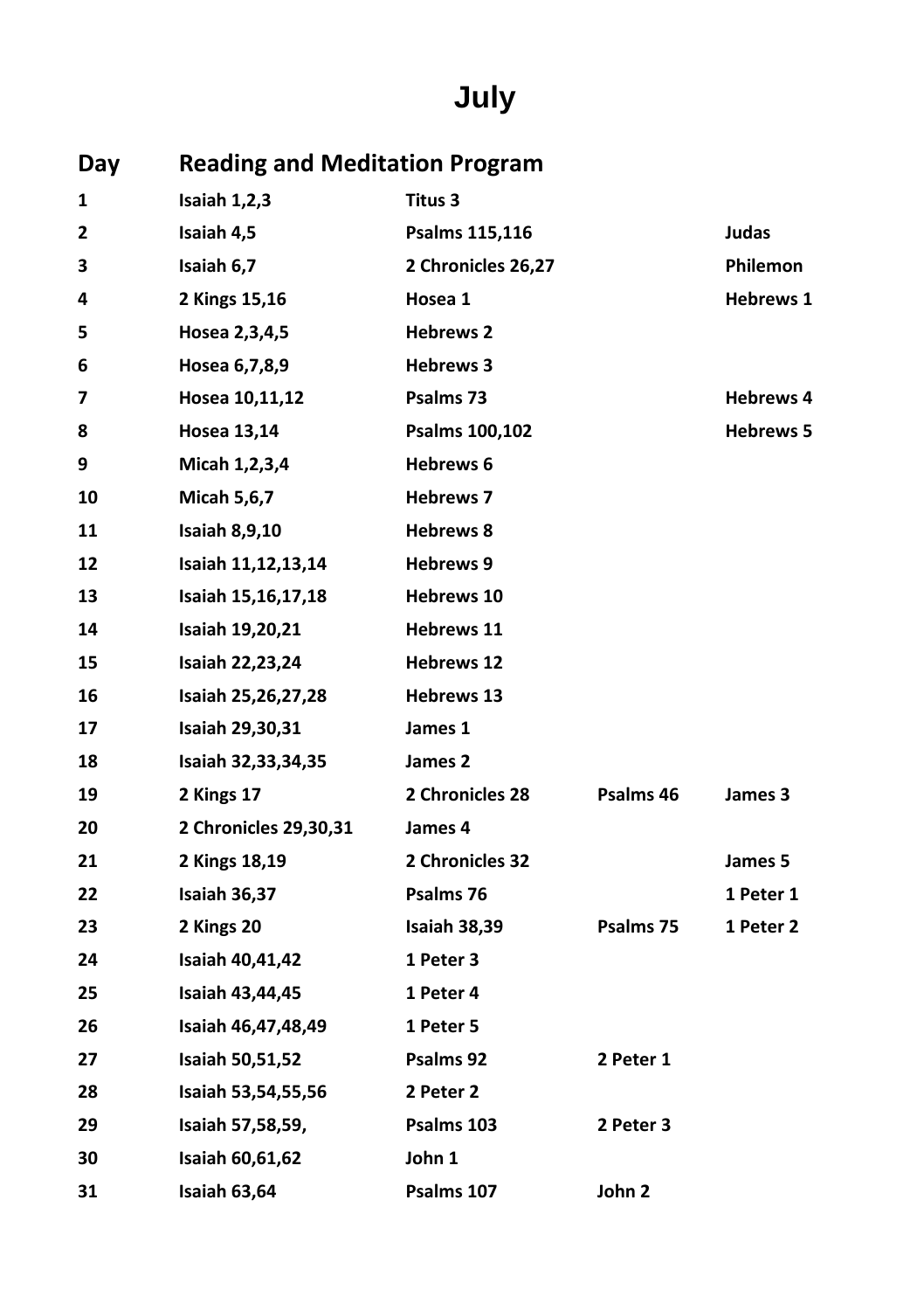# July

| Day | Reading and Meditation Program | | | |
|---|---|---|---|---|
| 1 | Isaiah 1,2,3 | Titus 3 | | |
| 2 | Isaiah 4,5 | Psalms 115,116 | | Judas |
| 3 | Isaiah 6,7 | 2 Chronicles 26,27 | | Philemon |
| 4 | 2 Kings 15,16 | Hosea 1 | | Hebrews 1 |
| 5 | Hosea 2,3,4,5 | Hebrews 2 | | |
| 6 | Hosea 6,7,8,9 | Hebrews 3 | | |
| 7 | Hosea 10,11,12 | Psalms 73 | | Hebrews 4 |
| 8 | Hosea 13,14 | Psalms 100,102 | | Hebrews 5 |
| 9 | Micah 1,2,3,4 | Hebrews 6 | | |
| 10 | Micah 5,6,7 | Hebrews 7 | | |
| 11 | Isaiah 8,9,10 | Hebrews 8 | | |
| 12 | Isaiah 11,12,13,14 | Hebrews 9 | | |
| 13 | Isaiah 15,16,17,18 | Hebrews 10 | | |
| 14 | Isaiah 19,20,21 | Hebrews 11 | | |
| 15 | Isaiah 22,23,24 | Hebrews 12 | | |
| 16 | Isaiah 25,26,27,28 | Hebrews 13 | | |
| 17 | Isaiah 29,30,31 | James 1 | | |
| 18 | Isaiah 32,33,34,35 | James 2 | | |
| 19 | 2 Kings 17 | 2 Chronicles 28 | Psalms 46 | James 3 |
| 20 | 2 Chronicles 29,30,31 | James 4 | | |
| 21 | 2 Kings 18,19 | 2 Chronicles 32 | | James 5 |
| 22 | Isaiah 36,37 | Psalms 76 | | 1 Peter 1 |
| 23 | 2 Kings 20 | Isaiah 38,39 | Psalms 75 | 1 Peter 2 |
| 24 | Isaiah 40,41,42 | 1 Peter 3 | | |
| 25 | Isaiah 43,44,45 | 1 Peter 4 | | |
| 26 | Isaiah 46,47,48,49 | 1 Peter 5 | | |
| 27 | Isaiah 50,51,52 | Psalms 92 | 2 Peter 1 | |
| 28 | Isaiah 53,54,55,56 | 2 Peter 2 | | |
| 29 | Isaiah 57,58,59, | Psalms 103 | 2 Peter 3 | |
| 30 | Isaiah 60,61,62 | John 1 | | |
| 31 | Isaiah 63,64 | Psalms 107 | John 2 | |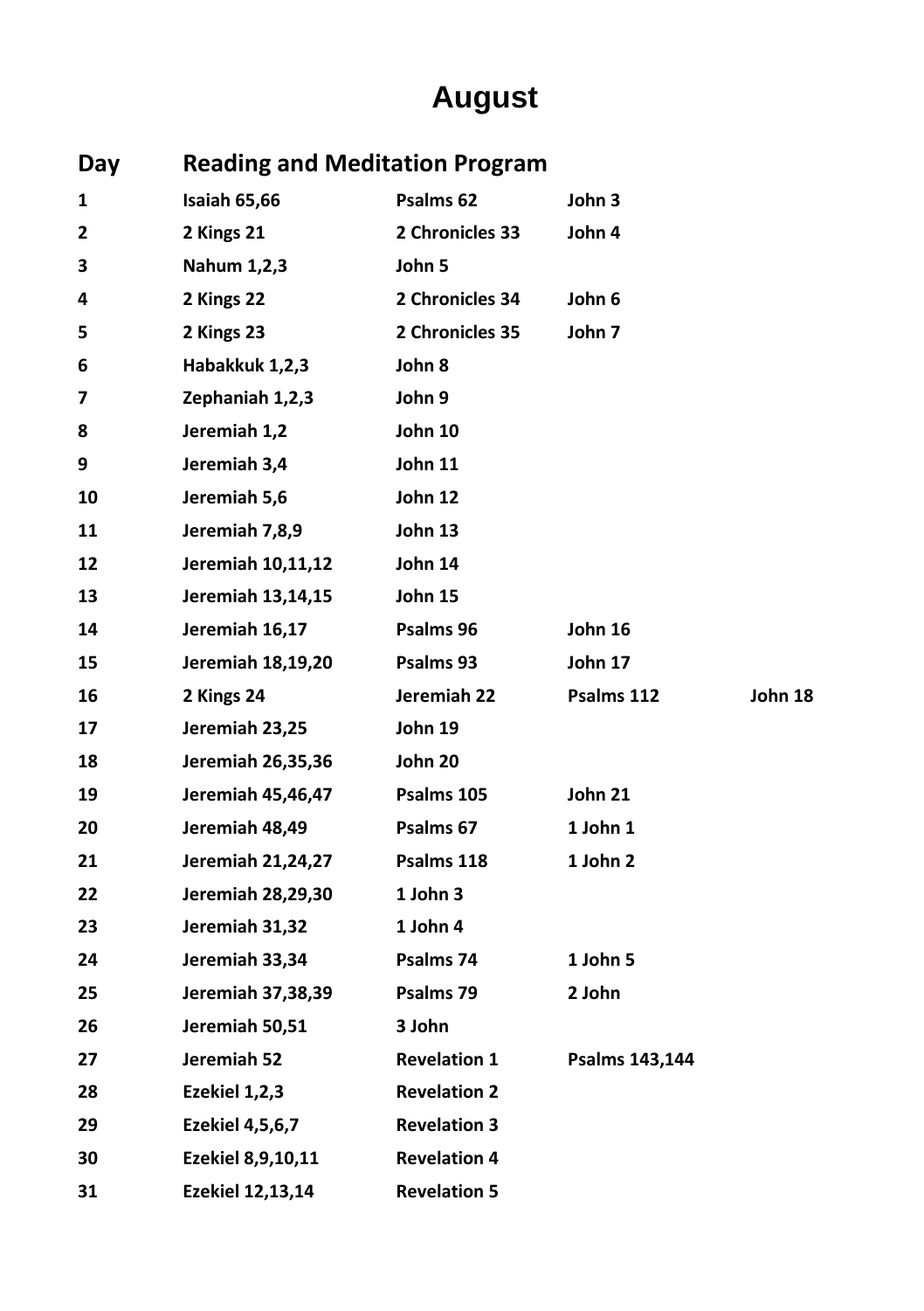# August

| Day | Reading and Meditation Program | | | |
|---|---|---|---|---|
| 1 | Isaiah 65,66 | Psalms 62 | John 3 | |
| 2 | 2 Kings 21 | 2 Chronicles 33 | John 4 | |
| 3 | Nahum 1,2,3 | John 5 | | |
| 4 | 2 Kings 22 | 2 Chronicles 34 | John 6 | |
| 5 | 2 Kings 23 | 2 Chronicles 35 | John 7 | |
| 6 | Habakkuk 1,2,3 | John 8 | | |
| 7 | Zephaniah 1,2,3 | John 9 | | |
| 8 | Jeremiah 1,2 | John 10 | | |
| 9 | Jeremiah 3,4 | John 11 | | |
| 10 | Jeremiah 5,6 | John 12 | | |
| 11 | Jeremiah 7,8,9 | John 13 | | |
| 12 | Jeremiah 10,11,12 | John 14 | | |
| 13 | Jeremiah 13,14,15 | John 15 | | |
| 14 | Jeremiah 16,17 | Psalms 96 | John 16 | |
| 15 | Jeremiah 18,19,20 | Psalms 93 | John 17 | |
| 16 | 2 Kings 24 | Jeremiah 22 | Psalms 112 | John 18 |
| 17 | Jeremiah 23,25 | John 19 | | |
| 18 | Jeremiah 26,35,36 | John 20 | | |
| 19 | Jeremiah 45,46,47 | Psalms 105 | John 21 | |
| 20 | Jeremiah 48,49 | Psalms 67 | 1 John 1 | |
| 21 | Jeremiah 21,24,27 | Psalms 118 | 1 John 2 | |
| 22 | Jeremiah 28,29,30 | 1 John 3 | | |
| 23 | Jeremiah 31,32 | 1 John 4 | | |
| 24 | Jeremiah 33,34 | Psalms 74 | 1 John 5 | |
| 25 | Jeremiah 37,38,39 | Psalms 79 | 2 John | |
| 26 | Jeremiah 50,51 | 3 John | | |
| 27 | Jeremiah 52 | Revelation 1 | Psalms 143,144 | |
| 28 | Ezekiel 1,2,3 | Revelation 2 | | |
| 29 | Ezekiel 4,5,6,7 | Revelation 3 | | |
| 30 | Ezekiel 8,9,10,11 | Revelation 4 | | |
| 31 | Ezekiel 12,13,14 | Revelation 5 | | |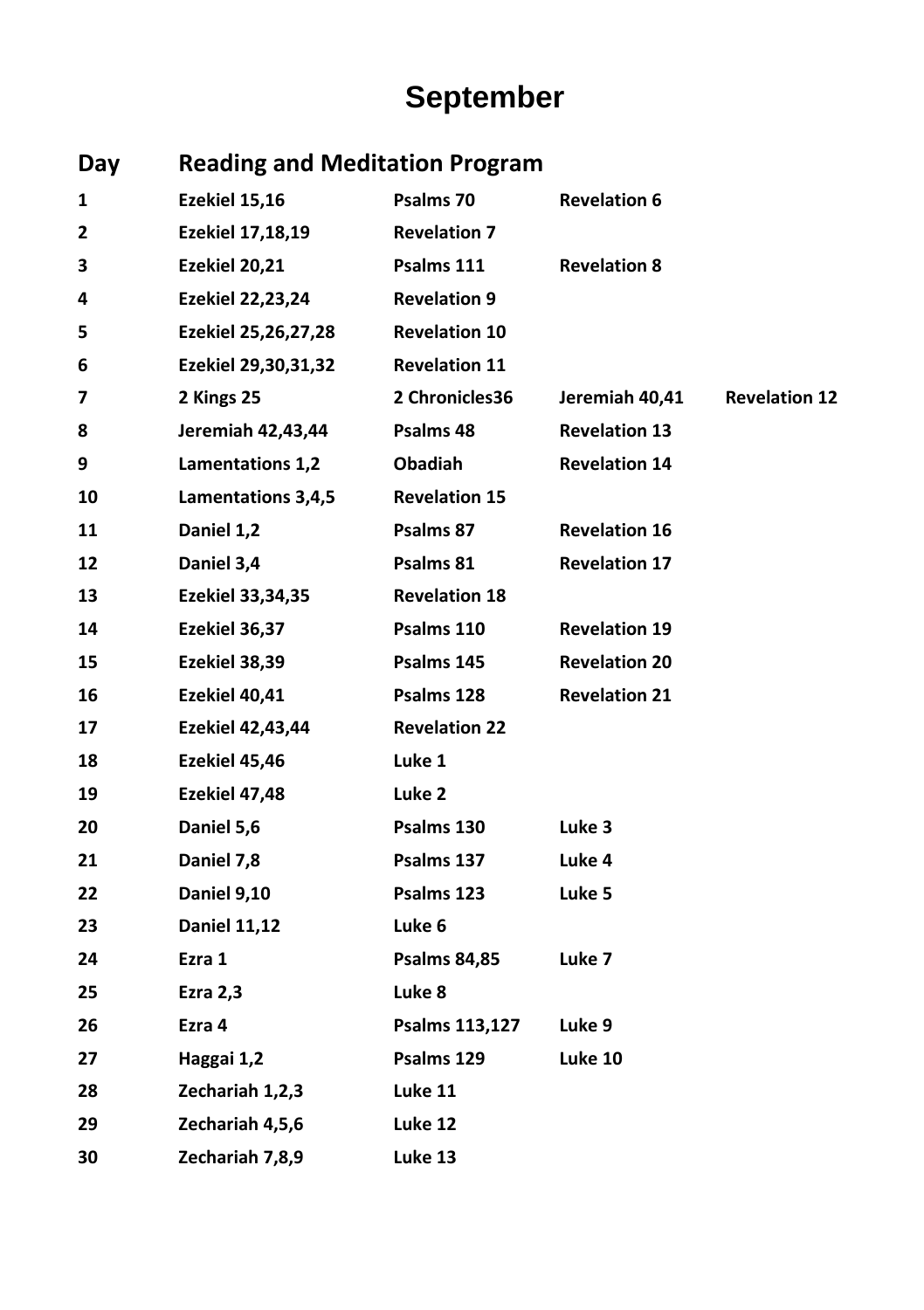# September

| Day | Reading and Meditation Program | | | |
|---|---|---|---|---|
| 1 | Ezekiel 15,16 | Psalms 70 | Revelation 6 | |
| 2 | Ezekiel 17,18,19 | Revelation 7 | | |
| 3 | Ezekiel 20,21 | Psalms 111 | Revelation 8 | |
| 4 | Ezekiel 22,23,24 | Revelation 9 | | |
| 5 | Ezekiel 25,26,27,28 | Revelation 10 | | |
| 6 | Ezekiel 29,30,31,32 | Revelation 11 | | |
| 7 | 2 Kings 25 | 2 Chronicles36 | Jeremiah 40,41 | Revelation 12 |
| 8 | Jeremiah 42,43,44 | Psalms 48 | Revelation 13 | |
| 9 | Lamentations 1,2 | Obadiah | Revelation 14 | |
| 10 | Lamentations 3,4,5 | Revelation 15 | | |
| 11 | Daniel 1,2 | Psalms 87 | Revelation 16 | |
| 12 | Daniel 3,4 | Psalms 81 | Revelation 17 | |
| 13 | Ezekiel 33,34,35 | Revelation 18 | | |
| 14 | Ezekiel 36,37 | Psalms 110 | Revelation 19 | |
| 15 | Ezekiel 38,39 | Psalms 145 | Revelation 20 | |
| 16 | Ezekiel 40,41 | Psalms 128 | Revelation 21 | |
| 17 | Ezekiel 42,43,44 | Revelation 22 | | |
| 18 | Ezekiel 45,46 | Luke 1 | | |
| 19 | Ezekiel 47,48 | Luke 2 | | |
| 20 | Daniel 5,6 | Psalms 130 | Luke 3 | |
| 21 | Daniel 7,8 | Psalms 137 | Luke 4 | |
| 22 | Daniel 9,10 | Psalms 123 | Luke 5 | |
| 23 | Daniel 11,12 | Luke 6 | | |
| 24 | Ezra 1 | Psalms 84,85 | Luke 7 | |
| 25 | Ezra 2,3 | Luke 8 | | |
| 26 | Ezra 4 | Psalms 113,127 | Luke 9 | |
| 27 | Haggai 1,2 | Psalms 129 | Luke 10 | |
| 28 | Zechariah 1,2,3 | Luke 11 | | |
| 29 | Zechariah 4,5,6 | Luke 12 | | |
| 30 | Zechariah 7,8,9 | Luke 13 | | |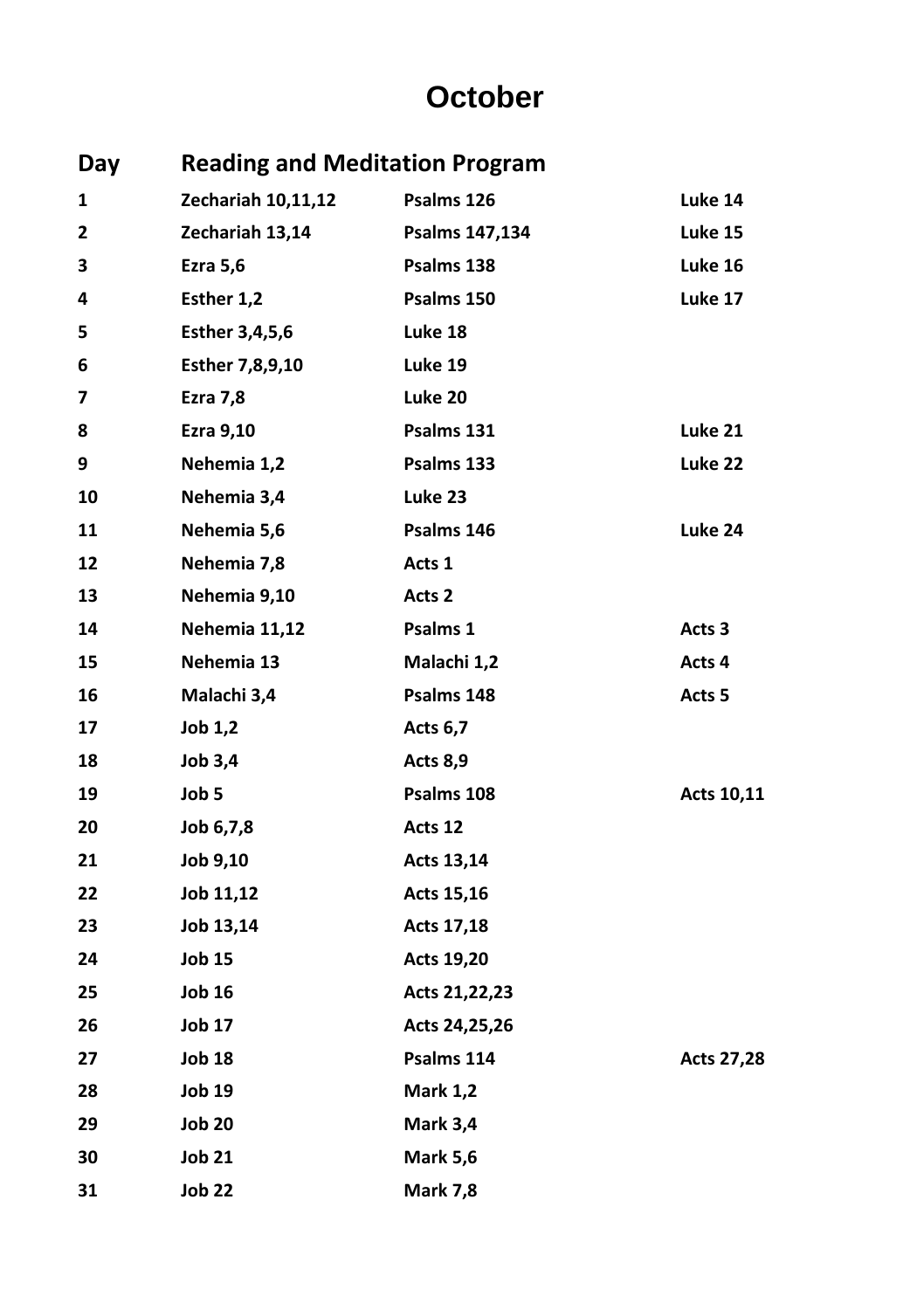# October

| Day | Reading and Meditation Program | | |
|---|---|---|---|
| 1 | Zechariah 10,11,12 | Psalms 126 | Luke 14 |
| 2 | Zechariah 13,14 | Psalms 147,134 | Luke 15 |
| 3 | Ezra 5,6 | Psalms 138 | Luke 16 |
| 4 | Esther 1,2 | Psalms 150 | Luke 17 |
| 5 | Esther 3,4,5,6 | Luke 18 | |
| 6 | Esther 7,8,9,10 | Luke 19 | |
| 7 | Ezra 7,8 | Luke 20 | |
| 8 | Ezra 9,10 | Psalms 131 | Luke 21 |
| 9 | Nehemia 1,2 | Psalms 133 | Luke 22 |
| 10 | Nehemia 3,4 | Luke 23 | |
| 11 | Nehemia 5,6 | Psalms 146 | Luke 24 |
| 12 | Nehemia 7,8 | Acts 1 | |
| 13 | Nehemia 9,10 | Acts 2 | |
| 14 | Nehemia 11,12 | Psalms 1 | Acts 3 |
| 15 | Nehemia 13 | Malachi 1,2 | Acts 4 |
| 16 | Malachi 3,4 | Psalms 148 | Acts 5 |
| 17 | Job 1,2 | Acts 6,7 | |
| 18 | Job 3,4 | Acts 8,9 | |
| 19 | Job 5 | Psalms 108 | Acts 10,11 |
| 20 | Job 6,7,8 | Acts 12 | |
| 21 | Job 9,10 | Acts 13,14 | |
| 22 | Job 11,12 | Acts 15,16 | |
| 23 | Job 13,14 | Acts 17,18 | |
| 24 | Job 15 | Acts 19,20 | |
| 25 | Job 16 | Acts 21,22,23 | |
| 26 | Job 17 | Acts 24,25,26 | |
| 27 | Job 18 | Psalms 114 | Acts 27,28 |
| 28 | Job 19 | Mark 1,2 | |
| 29 | Job 20 | Mark 3,4 | |
| 30 | Job 21 | Mark 5,6 | |
| 31 | Job 22 | Mark 7,8 | |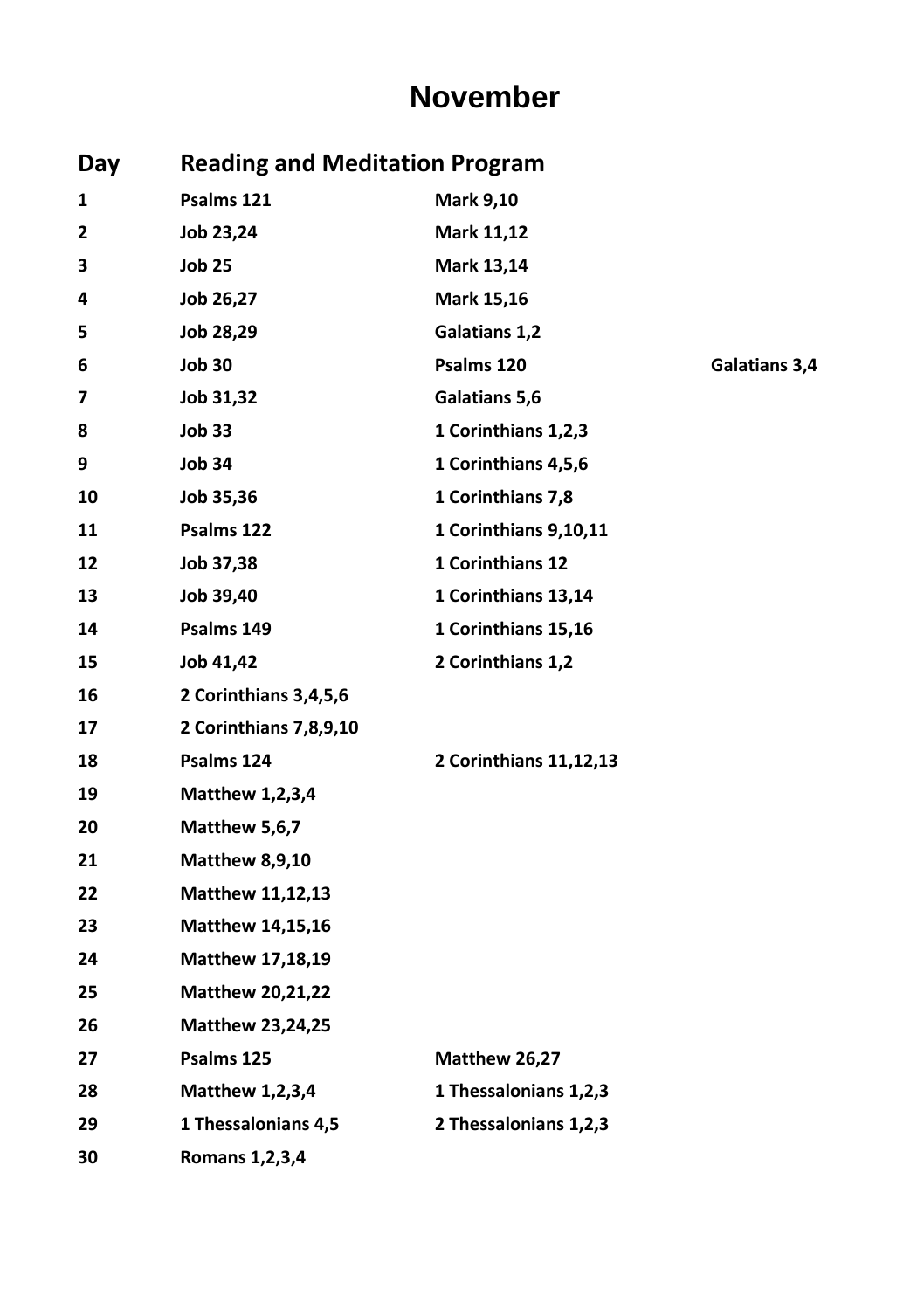# November

| Day | Reading and Meditation Program | | |
|---|---|---|---|
| 1 | Psalms 121 | Mark 9,10 | |
| 2 | Job 23,24 | Mark 11,12 | |
| 3 | Job 25 | Mark 13,14 | |
| 4 | Job 26,27 | Mark 15,16 | |
| 5 | Job 28,29 | Galatians 1,2 | |
| 6 | Job 30 | Psalms 120 | Galatians 3,4 |
| 7 | Job 31,32 | Galatians 5,6 | |
| 8 | Job 33 | 1 Corinthians 1,2,3 | |
| 9 | Job 34 | 1 Corinthians 4,5,6 | |
| 10 | Job 35,36 | 1 Corinthians 7,8 | |
| 11 | Psalms 122 | 1 Corinthians 9,10,11 | |
| 12 | Job 37,38 | 1 Corinthians 12 | |
| 13 | Job 39,40 | 1 Corinthians 13,14 | |
| 14 | Psalms 149 | 1 Corinthians 15,16 | |
| 15 | Job 41,42 | 2 Corinthians 1,2 | |
| 16 | 2 Corinthians 3,4,5,6 | | |
| 17 | 2 Corinthians 7,8,9,10 | | |
| 18 | Psalms 124 | 2 Corinthians 11,12,13 | |
| 19 | Matthew 1,2,3,4 | | |
| 20 | Matthew 5,6,7 | | |
| 21 | Matthew 8,9,10 | | |
| 22 | Matthew 11,12,13 | | |
| 23 | Matthew 14,15,16 | | |
| 24 | Matthew 17,18,19 | | |
| 25 | Matthew 20,21,22 | | |
| 26 | Matthew 23,24,25 | | |
| 27 | Psalms 125 | Matthew 26,27 | |
| 28 | Matthew 1,2,3,4 | 1 Thessalonians 1,2,3 | |
| 29 | 1 Thessalonians 4,5 | 2 Thessalonians 1,2,3 | |
| 30 | Romans 1,2,3,4 | | |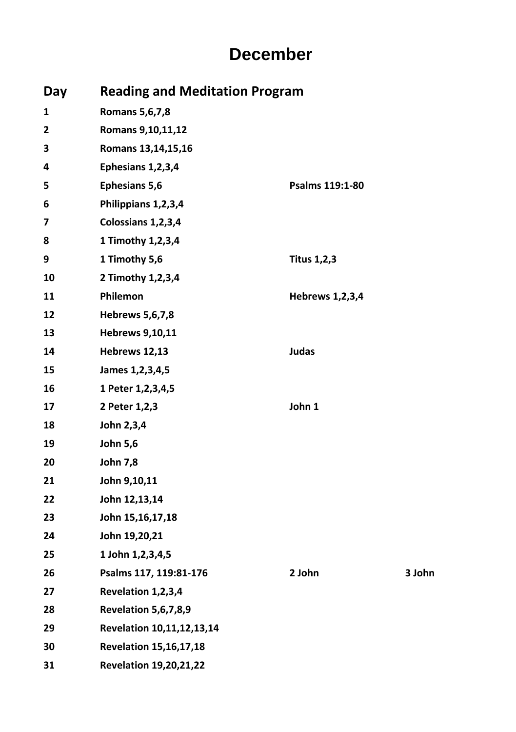# December

| Day | Reading and Meditation Program | | |
|---|---|---|---|
| 1 | Romans 5,6,7,8 | | |
| 2 | Romans 9,10,11,12 | | |
| 3 | Romans 13,14,15,16 | | |
| 4 | Ephesians 1,2,3,4 | | |
| 5 | Ephesians 5,6 | Psalms 119:1-80 | |
| 6 | Philippians 1,2,3,4 | | |
| 7 | Colossians 1,2,3,4 | | |
| 8 | 1 Timothy 1,2,3,4 | | |
| 9 | 1 Timothy 5,6 | Titus 1,2,3 | |
| 10 | 2 Timothy 1,2,3,4 | | |
| 11 | Philemon | Hebrews 1,2,3,4 | |
| 12 | Hebrews 5,6,7,8 | | |
| 13 | Hebrews 9,10,11 | | |
| 14 | Hebrews 12,13 | Judas | |
| 15 | James 1,2,3,4,5 | | |
| 16 | 1 Peter 1,2,3,4,5 | | |
| 17 | 2 Peter 1,2,3 | John 1 | |
| 18 | John 2,3,4 | | |
| 19 | John 5,6 | | |
| 20 | John 7,8 | | |
| 21 | John 9,10,11 | | |
| 22 | John 12,13,14 | | |
| 23 | John 15,16,17,18 | | |
| 24 | John 19,20,21 | | |
| 25 | 1 John 1,2,3,4,5 | | |
| 26 | Psalms 117, 119:81-176 | 2 John | 3 John |
| 27 | Revelation 1,2,3,4 | | |
| 28 | Revelation 5,6,7,8,9 | | |
| 29 | Revelation 10,11,12,13,14 | | |
| 30 | Revelation 15,16,17,18 | | |
| 31 | Revelation 19,20,21,22 | | |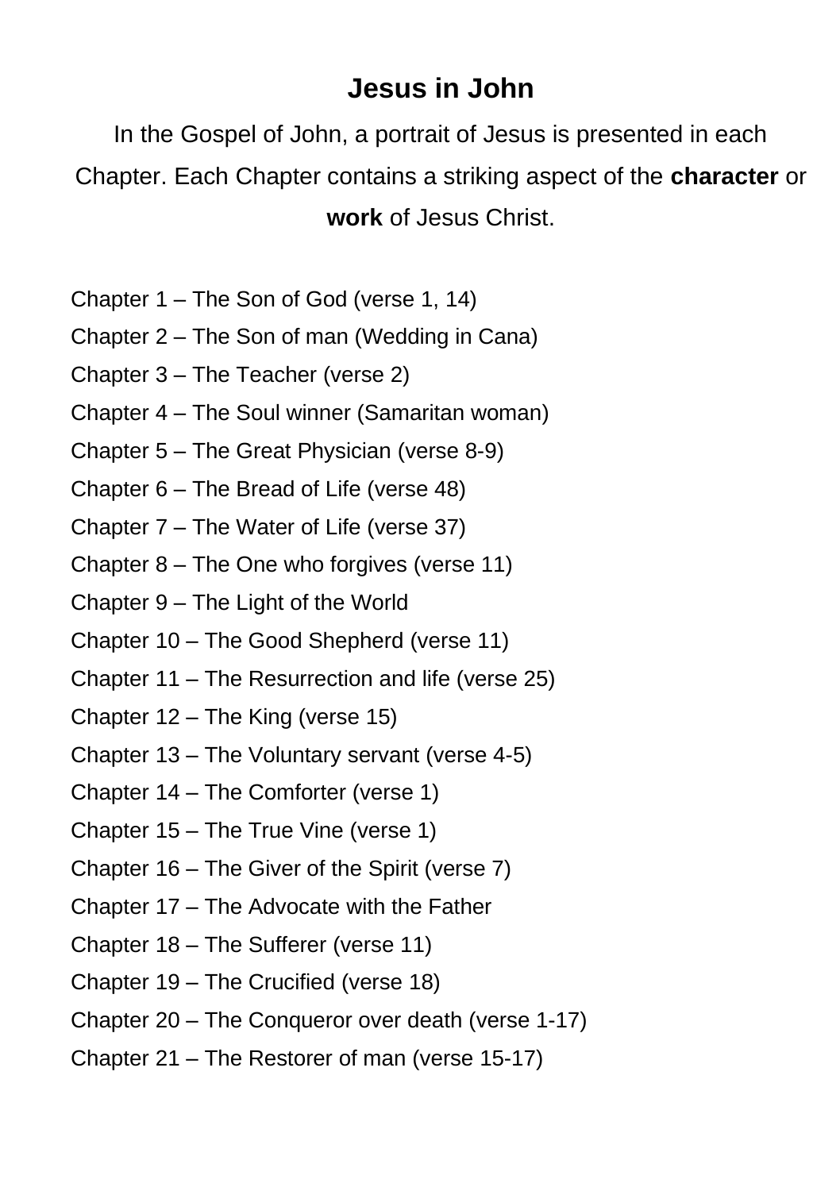# Jesus in John

In the Gospel of John, a portrait of Jesus is presented in each Chapter. Each Chapter contains a striking aspect of the **character** or **work** of Jesus Christ.

Chapter 1 – The Son of God (verse 1, 14)

Chapter 2 – The Son of man (Wedding in Cana)

Chapter 3 – The Teacher (verse 2)

Chapter 4 – The Soul winner (Samaritan woman)

Chapter 5 – The Great Physician (verse 8-9)

Chapter 6 – The Bread of Life (verse 48)

Chapter 7 – The Water of Life (verse 37)

Chapter 8 – The One who forgives (verse 11)

Chapter 9 – The Light of the World

Chapter 10 – The Good Shepherd (verse 11)

Chapter 11 – The Resurrection and life (verse 25)

Chapter 12 – The King (verse 15)

Chapter 13 – The Voluntary servant (verse 4-5)

Chapter 14 – The Comforter (verse 1)

Chapter 15 – The True Vine (verse 1)

Chapter 16 – The Giver of the Spirit (verse 7)

Chapter 17 – The Advocate with the Father

Chapter 18 – The Sufferer (verse 11)

Chapter 19 – The Crucified (verse 18)

Chapter 20 – The Conqueror over death (verse 1-17)

Chapter 21 – The Restorer of man (verse 15-17)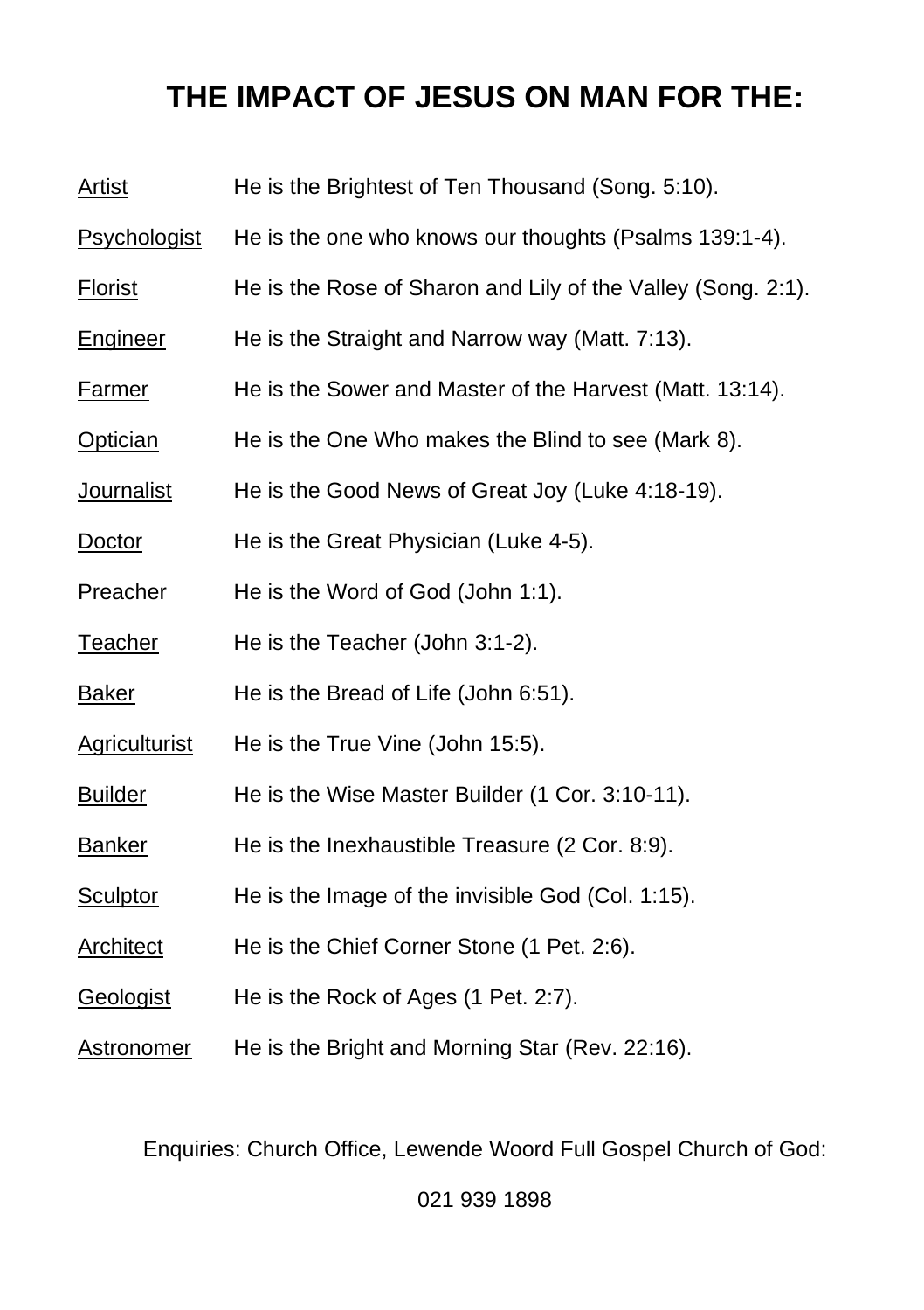# THE IMPACT OF JESUS ON MAN FOR THE:

| | |
|---|---|
| Artist | He is the Brightest of Ten Thousand (Song. 5:10). |
| Psychologist | He is the one who knows our thoughts (Psalms 139:1-4). |
| Florist | He is the Rose of Sharon and Lily of the Valley (Song. 2:1). |
| Engineer | He is the Straight and Narrow way (Matt. 7:13). |
| Farmer | He is the Sower and Master of the Harvest (Matt. 13:14). |
| Optician | He is the One Who makes the Blind to see (Mark 8). |
| Journalist | He is the Good News of Great Joy (Luke 4:18-19). |
| Doctor | He is the Great Physician (Luke 4-5). |
| Preacher | He is the Word of God (John 1:1). |
| Teacher | He is the Teacher (John 3:1-2). |
| Baker | He is the Bread of Life (John 6:51). |
| Agriculturist | He is the True Vine (John 15:5). |
| Builder | He is the Wise Master Builder (1 Cor. 3:10-11). |
| Banker | He is the Inexhaustible Treasure (2 Cor. 8:9). |
| Sculptor | He is the Image of the invisible God (Col. 1:15). |
| Architect | He is the Chief Corner Stone (1 Pet. 2:6). |
| Geologist | He is the Rock of Ages (1 Pet. 2:7). |
| Astronomer | He is the Bright and Morning Star (Rev. 22:16). |

Enquiries: Church Office, Lewende Woord Full Gospel Church of God:

021 939 1898